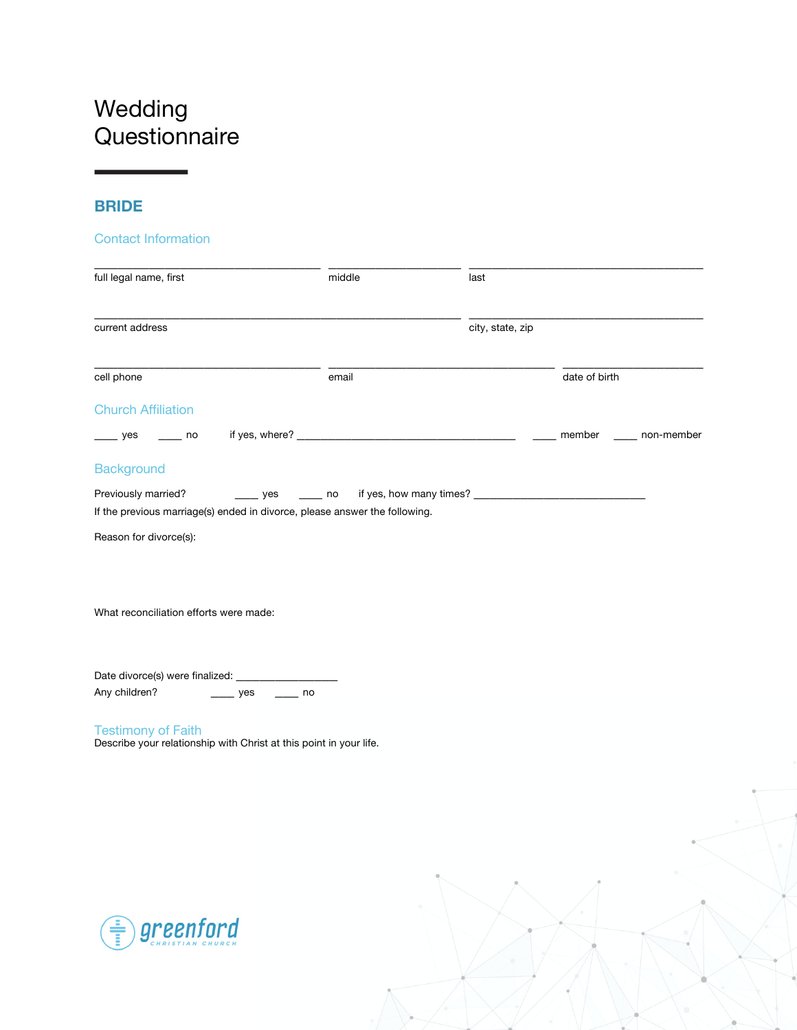# Wedding Questionnaire

## BRIDE

### Contact Information

_______________________________________ _______________________ ________________________________________

full legal name, first middle last

_______________________________________________________________ ________________________________________

current address city, state, zip

_______________________________________ _______________________________________ ________________________

cell phone email date of birth

### Church Affiliation

____ yes ____ no if yes, where? ______________________________________ ____ member ____ non-member

### Background

Previously married? ____ yes ____ no if yes, how many times? ______________________________

If the previous marriage(s) ended in divorce, please answer the following.

Reason for divorce(s):

What reconciliation efforts were made:

Date divorce(s) were finalized: __________________

Any children? ____ yes ____ no

### Testimony of Faith

Describe your relationship with Christ at this point in your life.

greenford CHRISTIAN CHURCH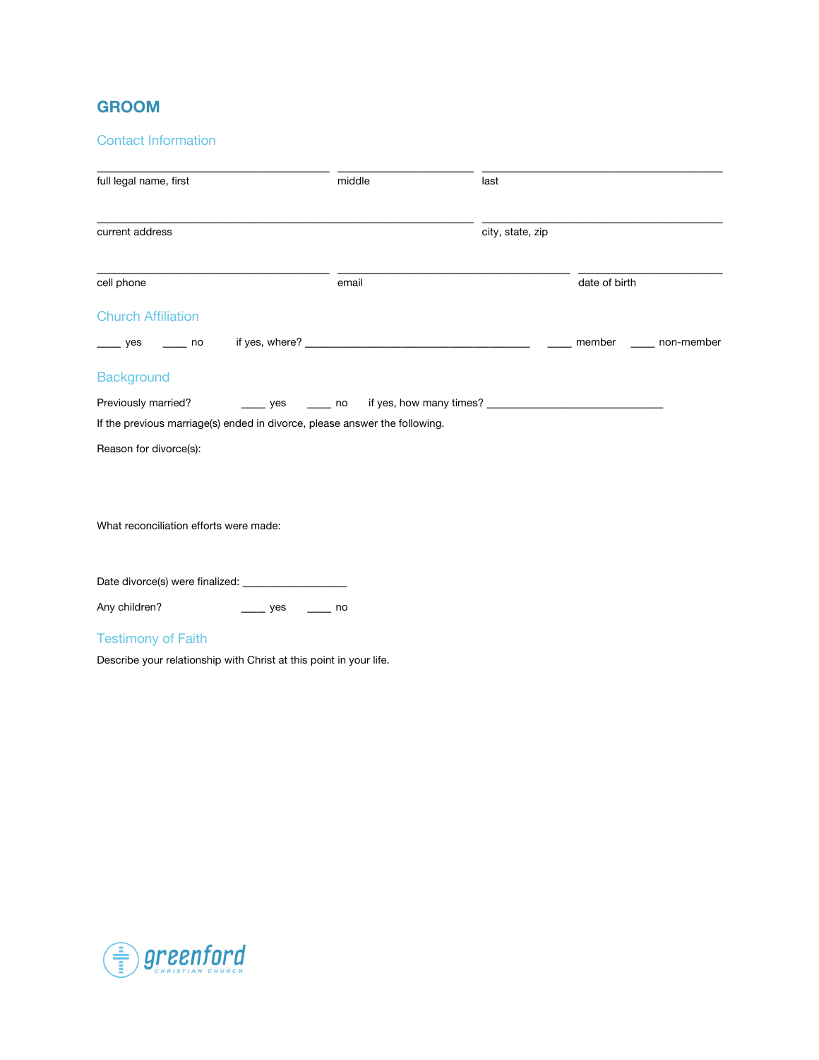# GROOM

## Contact Information

\_\_\_\_\_\_\_\_\_\_\_\_\_\_\_\_\_\_\_\_\_\_\_\_\_\_\_\_\_\_\_\_ \_\_\_\_\_\_\_\_\_\_\_\_\_\_\_\_\_\_\_ \_\_\_\_\_\_\_\_\_\_\_\_\_\_\_\_\_\_\_\_\_\_\_\_\_\_\_\_\_\_\_\_\_\_
full legal name, first middle last

\_\_\_\_\_\_\_\_\_\_\_\_\_\_\_\_\_\_\_\_\_\_\_\_\_\_\_\_\_\_\_\_\_\_\_\_\_\_\_\_\_\_\_\_\_\_\_\_\_\_\_\_ \_\_\_\_\_\_\_\_\_\_\_\_\_\_\_\_\_\_\_\_\_\_\_\_\_\_\_\_\_\_\_\_\_\_
current address city, state, zip

\_\_\_\_\_\_\_\_\_\_\_\_\_\_\_\_\_\_\_\_\_\_\_\_\_\_\_\_\_\_\_\_ \_\_\_\_\_\_\_\_\_\_\_\_\_\_\_\_\_\_\_\_\_\_\_\_\_\_\_\_\_\_\_\_ \_\_\_\_\_\_\_\_\_\_\_\_\_\_\_\_\_\_\_\_
cell phone email date of birth

## Church Affiliation

\_\_\_\_ yes \_\_\_\_ no if yes, where? \_\_\_\_\_\_\_\_\_\_\_\_\_\_\_\_\_\_\_\_\_\_\_\_\_\_\_\_\_\_\_\_\_\_\_\_ \_\_\_\_ member \_\_\_\_ non-member

## Background

Previously married? \_\_\_\_ yes \_\_\_\_ no if yes, how many times? \_\_\_\_\_\_\_\_\_\_\_\_\_\_\_\_\_\_\_\_\_\_\_\_\_\_\_\_

If the previous marriage(s) ended in divorce, please answer the following.

Reason for divorce(s):

What reconciliation efforts were made:

Date divorce(s) were finalized: \_\_\_\_\_\_\_\_\_\_\_\_\_\_\_\_\_

Any children? \_\_\_\_ yes \_\_\_\_ no

## Testimony of Faith

Describe your relationship with Christ at this point in your life.

greenford CHRISTIAN CHURCH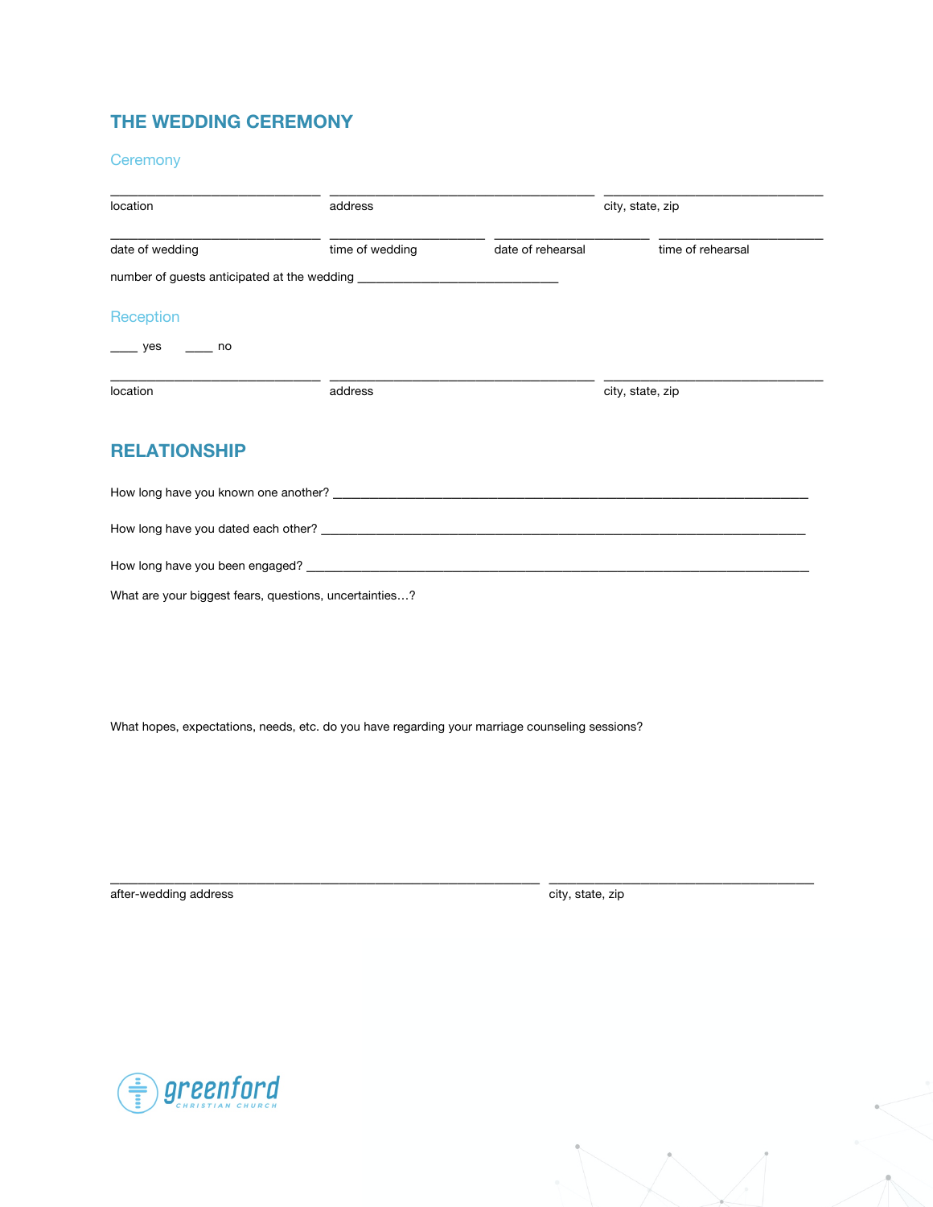## THE WEDDING CEREMONY

### Ceremony

| ______________________________ | ______________________________ | ______________________________ | |
|---|---|---|---|
| location | address | city, state, zip | |
| date of wedding | time of wedding | date of rehearsal | time of rehearsal |

number of guests anticipated at the wedding ______________________________

### Reception

____ yes ____ no

| ______________________________ | ______________________________ | ______________________________ |
|---|---|---|
| location | address | city, state, zip |

## RELATIONSHIP

How long have you known one another? ______________________________________________________________________________

How long have you dated each other? ______________________________________________________________________________

How long have you been engaged? ______________________________________________________________________________

What are your biggest fears, questions, uncertainties…?

What hopes, expectations, needs, etc. do you have regarding your marriage counseling sessions?

| ______________________________________________ | ______________________________ |
|---|---|
| after-wedding address | city, state, zip |

greenford CHRISTIAN CHURCH